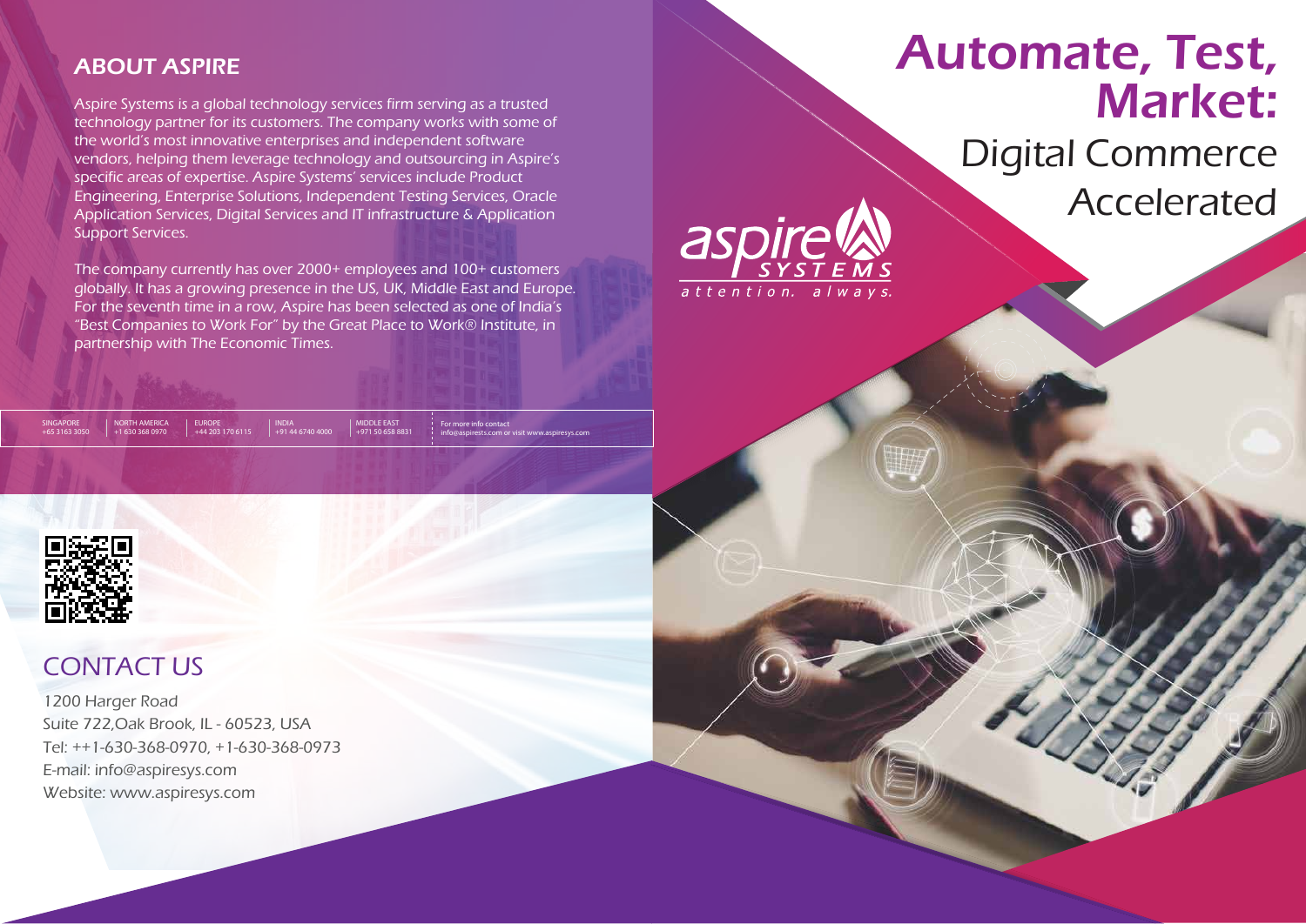# Automate, Test, Market:

## Digital Commerce Accelerated

aspire SYSTEMS

attention. always.

## ABOUT ASPIRE

Aspire Systems is a global technology services firm serving as a trusted technology partner for its customers. The company works with some of the world's most innovative enterprises and independent software vendors, helping them leverage technology and outsourcing in Aspire's specific areas of expertise. Aspire Systems' services include Product Engineering, Enterprise Solutions, Independent Testing Services, Oracle Application Services, Digital Services and IT infrastructure & Application Support Services.

The company currently has over 2000+ employees and 100+ customers globally. It has a growing presence in the US, UK, Middle East and Europe. For the seventh time in a row, Aspire has been selected as one of India's "Best Companies to Work For" by the Great Place to Work® Institute, in partnership with The Economic Times.

| SINGAPORE | NORTH AMERICA | EUROPE | INDIA | MIDDLE EAST | For more info contact |
|---|---|---|---|---|---|
| +65 3163 3050 | +1 630 368 0970 | +44 203 170 6115 | +91 44 6740 4000 | +971 50 658 8831 | info@aspirests.com or visit www.aspiresys.com |

## CONTACT US

1200 Harger Road
Suite 722,Oak Brook, IL - 60523, USA
Tel: ++1-630-368-0970, +1-630-368-0973
E-mail: info@aspiresys.com
Website: www.aspiresys.com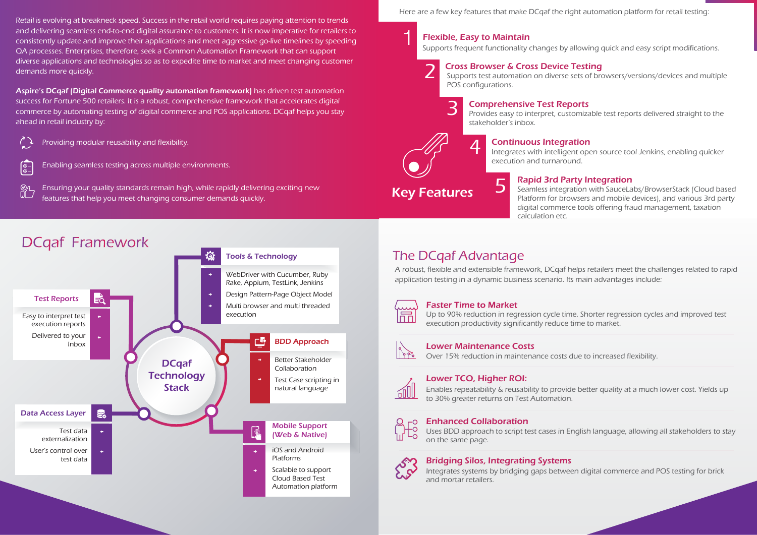Retail is evolving at breakneck speed. Success in the retail world requires paying attention to trends and delivering seamless end-to-end digital assurance to customers. It is now imperative for retailers to consistently update and improve their applications and meet aggressive go-live timelines by speeding QA processes. Enterprises, therefore, seek a Common Automation Framework that can support diverse applications and technologies so as to expedite time to market and meet changing customer demands more quickly.

**Aspire's DCqaf (Digital Commerce quality automation framework)** has driven test automation success for Fortune 500 retailers. It is a robust, comprehensive framework that accelerates digital commerce by automating testing of digital commerce and POS applications. DCqaf helps you stay ahead in retail industry by:

- Providing modular reusability and flexibility.
- Enabling seamless testing across multiple environments.
- Ensuring your quality standards remain high, while rapidly delivering exciting new features that help you meet changing consumer demands quickly.

## Key Features

Here are a few key features that make DCqaf the right automation platform for retail testing:

1. **Flexible, Easy to Maintain**
   Supports frequent functionality changes by allowing quick and easy script modifications.
2. **Cross Browser & Cross Device Testing**
   Supports test automation on diverse sets of browsers/versions/devices and multiple POS configurations.
3. **Comprehensive Test Reports**
   Provides easy to interpret, customizable test reports delivered straight to the stakeholder's inbox.
4. **Continuous Integration**
   Integrates with intelligent open source tool Jenkins, enabling quicker execution and turnaround.
5. **Rapid 3rd Party Integration**
   Seamless integration with SauceLabs/BrowserStack (Cloud based Platform for browsers and mobile devices), and various 3rd party digital commerce tools offering fraud management, taxation calculation etc.

## DCqaf Framework

**DCqaf Technology Stack**

**Tools & Technology**
- WebDriver with Cucumber, Ruby Rake, Appium, TestLink, Jenkins
- Design Pattern-Page Object Model
- Multi browser and multi threaded execution

**Test Reports**
- Easy to interpret test execution reports
- Delivered to your Inbox

**BDD Approach**
- Better Stakeholder Collaboration
- Test Case scripting in natural language

**Data Access Layer**
- Test data externalization
- User's control over test data

**Mobile Support (Web & Native)**
- iOS and Android Platforms
- Scalable to support Cloud Based Test Automation platform

## The DCqaf Advantage

A robust, flexible and extensible framework, DCqaf helps retailers meet the challenges related to rapid application testing in a dynamic business scenario. Its main advantages include:

**Faster Time to Market**
Up to 90% reduction in regression cycle time. Shorter regression cycles and improved test execution productivity significantly reduce time to market.

**Lower Maintenance Costs**
Over 15% reduction in maintenance costs due to increased flexibility.

**Lower TCO, Higher ROI:**
Enables repeatability & reusability to provide better quality at a much lower cost. Yields up to 30% greater returns on Test Automation.

**Enhanced Collaboration**
Uses BDD approach to script test cases in English language, allowing all stakeholders to stay on the same page.

**Bridging Silos, Integrating Systems**
Integrates systems by bridging gaps between digital commerce and POS testing for brick and mortar retailers.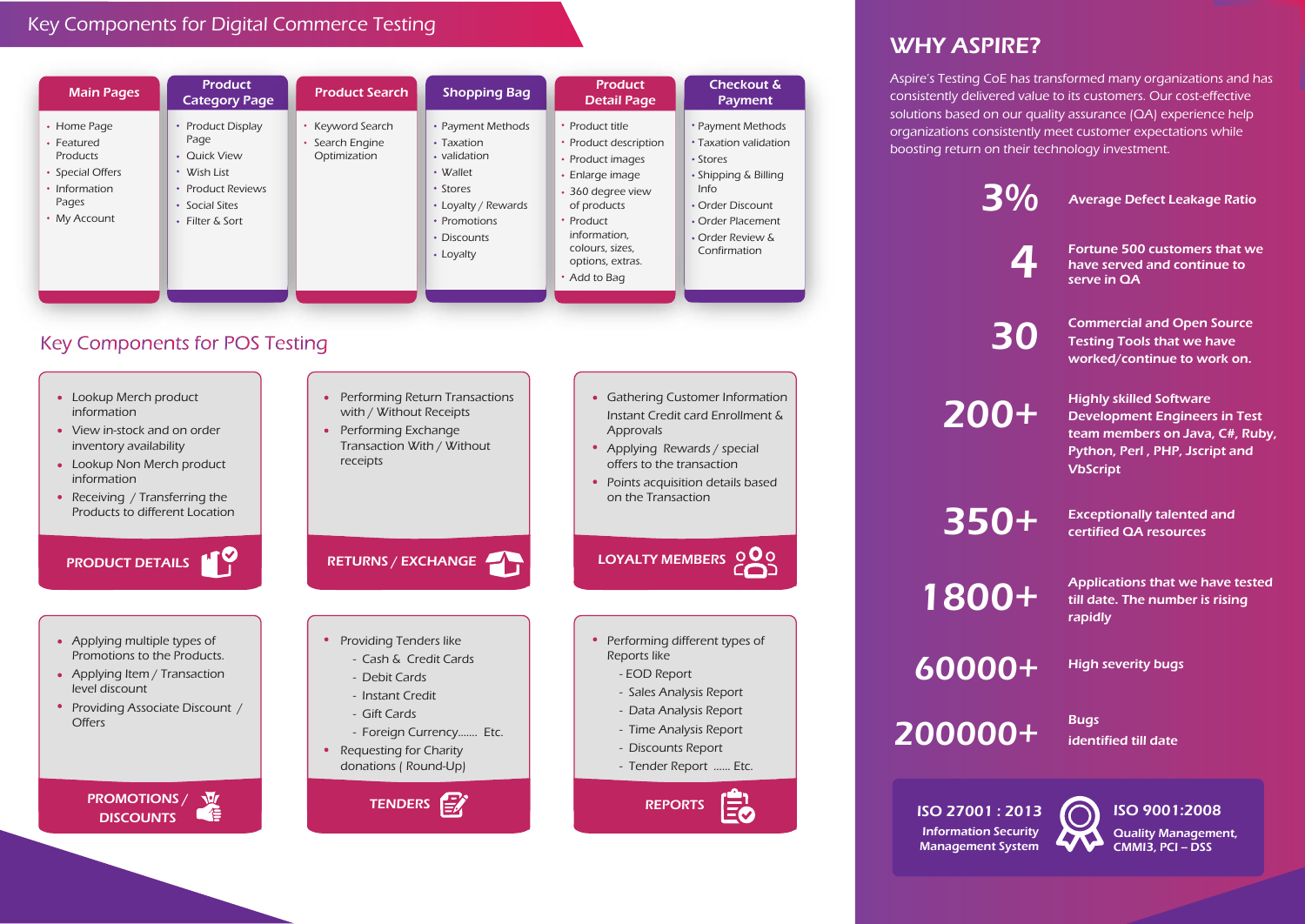# Key Components for Digital Commerce Testing

### Main Pages

- Home Page
- Featured Products
- Special Offers
- Information Pages
- My Account

### Product Category Page

- Product Display Page
- Quick View
- Wish List
- Product Reviews
- Social Sites
- Filter & Sort

### Product Search

- Keyword Search
- Search Engine Optimization

### Shopping Bag

- Payment Methods
- Taxation validation
- Wallet
- Stores
- Loyalty / Rewards
- Promotions
- Discounts
- Loyalty

### Product Detail Page

- Product title
- Product description
- Product images
- Enlarge image
- 360 degree view of products
- Product information, colours, sizes, options, extras.
- Add to Bag

### Checkout & Payment

- Payment Methods
- Taxation validation
- Stores
- Shipping & Billing Info
- Order Discount
- Order Placement
- Order Review & Confirmation

# Key Components for POS Testing

### PRODUCT DETAILS

- Lookup Merch product information
- View in-stock and on order inventory availability
- Lookup Non Merch product information
- Receiving / Transferring the Products to different Location

### RETURNS / EXCHANGE

- Performing Return Transactions with / Without Receipts
- Performing Exchange Transaction With / Without receipts

### LOYALTY MEMBERS

- Gathering Customer Information Instant Credit card Enrollment & Approvals
- Applying Rewards / special offers to the transaction
- Points acquisition details based on the Transaction

### PROMOTIONS / DISCOUNTS

- Applying multiple types of Promotions to the Products.
- Applying Item / Transaction level discount
- Providing Associate Discount / Offers

### TENDERS

- Providing Tenders like
  - Cash & Credit Cards
  - Debit Cards
  - Instant Credit
  - Gift Cards
  - Foreign Currency....... Etc.
- Requesting for Charity donations ( Round-Up)

### REPORTS

- Performing different types of Reports like
  - EOD Report
  - Sales Analysis Report
  - Data Analysis Report
  - Time Analysis Report
  - Discounts Report
  - Tender Report ...... Etc.

# WHY ASPIRE?

Aspire's Testing CoE has transformed many organizations and has consistently delivered value to its customers. Our cost-effective solutions based on our quality assurance (QA) experience help organizations consistently meet customer expectations while boosting return on their technology investment.

**3%** — Average Defect Leakage Ratio

**4** — Fortune 500 customers that we have served and continue to serve in QA

**30** — Commercial and Open Source Testing Tools that we have worked/continue to work on.

**200+** — Highly skilled Software Development Engineers in Test team members on Java, C#, Ruby, Python, Perl , PHP, Jscript and VbScript

**350+** — Exceptionally talented and certified QA resources

**1800+** — Applications that we have tested till date. The number is rising rapidly

**60000+** — High severity bugs

**200000+** — Bugs identified till date

**ISO 27001 : 2013**
Information Security Management System

**ISO 9001:2008**
Quality Management, CMMI3, PCI – DSS